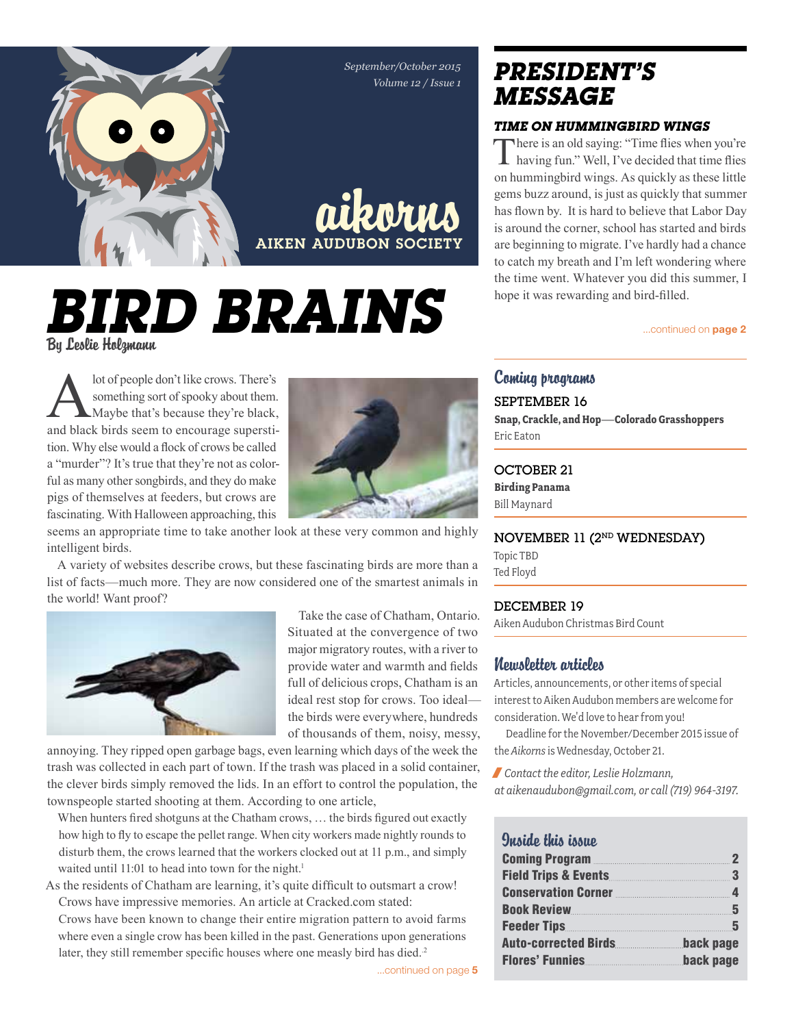September/October 2015
Volume 12 / Issue 1

# aikorns
AIKEN AUDUBON SOCIETY

# BIRD BRAINS

By Leslie Holzmann

A lot of people don't like crows. There's something sort of spooky about them. Maybe that's because they're black, and black birds seem to encourage superstition. Why else would a flock of crows be called a "murder"? It's true that they're not as colorful as many other songbirds, and they do make pigs of themselves at feeders, but crows are fascinating. With Halloween approaching, this seems an appropriate time to take another look at these very common and highly intelligent birds.

A variety of websites describe crows, but these fascinating birds are more than a list of facts—much more. They are now considered one of the smartest animals in the world! Want proof?

Take the case of Chatham, Ontario. Situated at the convergence of two major migratory routes, with a river to provide water and warmth and fields full of delicious crops, Chatham is an ideal rest stop for crows. Too ideal—the birds were everywhere, hundreds of thousands of them, noisy, messy, annoying. They ripped open garbage bags, even learning which days of the week the trash was collected in each part of town. If the trash was placed in a solid container, the clever birds simply removed the lids. In an effort to control the population, the townspeople started shooting at them. According to one article,

> When hunters fired shotguns at the Chatham crows, … the birds figured out exactly how high to fly to escape the pellet range. When city workers made nightly rounds to disturb them, the crows learned that the workers clocked out at 11 p.m., and simply waited until 11:01 to head into town for the night.[1]

As the residents of Chatham are learning, it's quite difficult to outsmart a crow!

Crows have impressive memories. An article at Cracked.com stated:

> Crows have been known to change their entire migration pattern to avoid farms where even a single crow has been killed in the past. Generations upon generations later, they still remember specific houses where one measly bird has died.[2]

...continued on page 5

## PRESIDENT'S MESSAGE

### TIME ON HUMMINGBIRD WINGS

There is an old saying: "Time flies when you're having fun." Well, I've decided that time flies on hummingbird wings. As quickly as these little gems buzz around, is just as quickly that summer has flown by. It is hard to believe that Labor Day is around the corner, school has started and birds are beginning to migrate. I've hardly had a chance to catch my breath and I'm left wondering where the time went. Whatever you did this summer, I hope it was rewarding and bird-filled.

...continued on page 2

## Coming programs

**SEPTEMBER 16**
**Snap, Crackle, and Hop—Colorado Grasshoppers**
Eric Eaton

**OCTOBER 21**
**Birding Panama**
Bill Maynard

**NOVEMBER 11 (2ND WEDNESDAY)**
Topic TBD
Ted Floyd

**DECEMBER 19**
Aiken Audubon Christmas Bird Count

## Newsletter articles

Articles, announcements, or other items of special interest to Aiken Audubon members are welcome for consideration. We'd love to hear from you!

Deadline for the November/December 2015 issue of the *Aikorns* is Wednesday, October 21.

*Contact the editor, Leslie Holzmann, at aikenaudubon@gmail.com, or call (719) 964-3197.*

## Inside this issue

| | |
|---|---|
| Coming Program | 2 |
| Field Trips & Events | 3 |
| Conservation Corner | 4 |
| Book Review | 5 |
| Feeder Tips | 5 |
| Auto-corrected Birds | back page |
| Flores' Funnies | back page |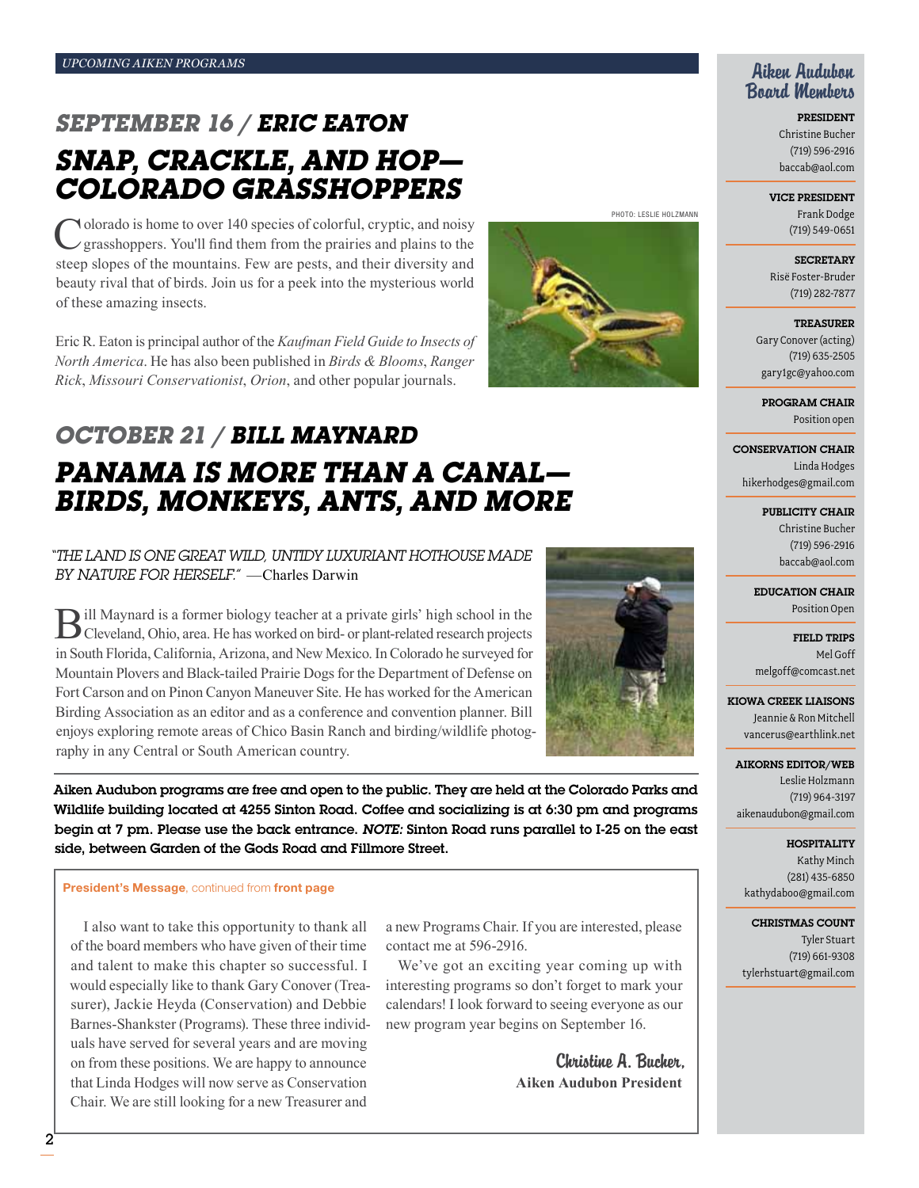UPCOMING AIKEN PROGRAMS

## SEPTEMBER 16 / ERIC EATON

# SNAP, CRACKLE, AND HOP—COLORADO GRASSHOPPERS

Colorado is home to over 140 species of colorful, cryptic, and noisy grasshoppers. You'll find them from the prairies and plains to the steep slopes of the mountains. Few are pests, and their diversity and beauty rival that of birds. Join us for a peek into the mysterious world of these amazing insects.

PHOTO: LESLIE HOLZMANN

Eric R. Eaton is principal author of the *Kaufman Field Guide to Insects of North America*. He has also been published in *Birds & Blooms*, *Ranger Rick*, *Missouri Conservationist*, *Orion*, and other popular journals.

## OCTOBER 21 / BILL MAYNARD

# PANAMA IS MORE THAN A CANAL—BIRDS, MONKEYS, ANTS, AND MORE

*"THE LAND IS ONE GREAT WILD, UNTIDY LUXURIANT HOTHOUSE MADE BY NATURE FOR HERSELF."* —Charles Darwin

Bill Maynard is a former biology teacher at a private girls' high school in the Cleveland, Ohio, area. He has worked on bird- or plant-related research projects in South Florida, California, Arizona, and New Mexico. In Colorado he surveyed for Mountain Plovers and Black-tailed Prairie Dogs for the Department of Defense on Fort Carson and on Pinon Canyon Maneuver Site. He has worked for the American Birding Association as an editor and as a conference and convention planner. Bill enjoys exploring remote areas of Chico Basin Ranch and birding/wildlife photography in any Central or South American country.

**Aiken Audubon programs are free and open to the public. They are held at the Colorado Parks and Wildlife building located at 4255 Sinton Road. Coffee and socializing is at 6:30 pm and programs begin at 7 pm. Please use the back entrance. *NOTE:* Sinton Road runs parallel to I-25 on the east side, between Garden of the Gods Road and Fillmore Street.**

**President's Message**, continued from **front page**

I also want to take this opportunity to thank all of the board members who have given of their time and talent to make this chapter so successful. I would especially like to thank Gary Conover (Treasurer), Jackie Heyda (Conservation) and Debbie Barnes-Shankster (Programs). These three individuals have served for several years and are moving on from these positions. We are happy to announce that Linda Hodges will now serve as Conservation Chair. We are still looking for a new Treasurer and a new Programs Chair. If you are interested, please contact me at 596-2916.

We've got an exciting year coming up with interesting programs so don't forget to mark your calendars! I look forward to seeing everyone as our new program year begins on September 16.

*Christine A. Bucher,*
**Aiken Audubon President**

## Aiken Audubon Board Members

**PRESIDENT**
Christine Bucher
(719) 596-2916
baccab@aol.com

**VICE PRESIDENT**
Frank Dodge
(719) 549-0651

**SECRETARY**
Risë Foster-Bruder
(719) 282-7877

**TREASURER**
Gary Conover (acting)
(719) 635-2505
gary1gc@yahoo.com

**PROGRAM CHAIR**
Position open

**CONSERVATION CHAIR**
Linda Hodges
hikerhodges@gmail.com

**PUBLICITY CHAIR**
Christine Bucher
(719) 596-2916
baccab@aol.com

**EDUCATION CHAIR**
Position Open

**FIELD TRIPS**
Mel Goff
melgoff@comcast.net

**KIOWA CREEK LIAISONS**
Jeannie & Ron Mitchell
vancerus@earthlink.net

**AIKORNS EDITOR/WEB**
Leslie Holzmann
(719) 964-3197
aikenaudubon@gmail.com

**HOSPITALITY**
Kathy Minch
(281) 435-6850
kathydaboo@gmail.com

**CHRISTMAS COUNT**
Tyler Stuart
(719) 661-9308
tylerhstuart@gmail.com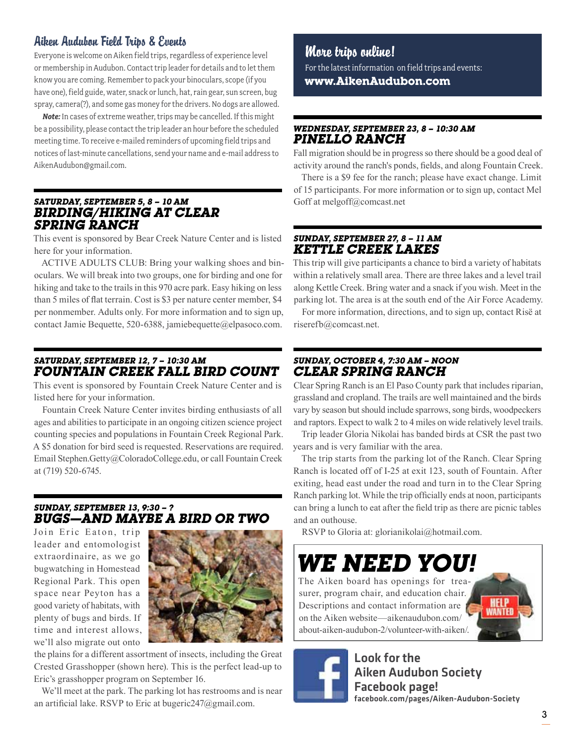## Aiken Audubon Field Trips & Events

Everyone is welcome on Aiken field trips, regardless of experience level or membership in Audubon. Contact trip leader for details and to let them know you are coming. Remember to pack your binoculars, scope (if you have one), field guide, water, snack or lunch, hat, rain gear, sun screen, bug spray, camera(?), and some gas money for the drivers. No dogs are allowed.

***Note:*** In cases of extreme weather, trips may be cancelled. If this might be a possibility, please contact the trip leader an hour before the scheduled meeting time. To receive e-mailed reminders of upcoming field trips and notices of last-minute cancellations, send your name and e-mail address to AikenAudubon@gmail.com.

### *SATURDAY, SEPTEMBER 5, 8 – 10 AM*
### *BIRDING/HIKING AT CLEAR SPRING RANCH*

This event is sponsored by Bear Creek Nature Center and is listed here for your information.

ACTIVE ADULTS CLUB: Bring your walking shoes and binoculars. We will break into two groups, one for birding and one for hiking and take to the trails in this 970 acre park. Easy hiking on less than 5 miles of flat terrain. Cost is $3 per nature center member, $4 per nonmember. Adults only. For more information and to sign up, contact Jamie Bequette, 520-6388, jamiebequette@elpasoco.com.

### *SATURDAY, SEPTEMBER 12, 7 – 10:30 AM*
### *FOUNTAIN CREEK FALL BIRD COUNT*

This event is sponsored by Fountain Creek Nature Center and is listed here for your information.

Fountain Creek Nature Center invites birding enthusiasts of all ages and abilities to participate in an ongoing citizen science project counting species and populations in Fountain Creek Regional Park. A $5 donation for bird seed is requested. Reservations are required. Email Stephen.Getty@ColoradoCollege.edu, or call Fountain Creek at (719) 520-6745.

### *SUNDAY, SEPTEMBER 13, 9:30 – ?*
### *BUGS—AND MAYBE A BIRD OR TWO*

Join Eric Eaton, trip leader and entomologist extraordinaire, as we go bugwatching in Homestead Regional Park. This open space near Peyton has a good variety of habitats, with plenty of bugs and birds. If time and interest allows, we'll also migrate out onto the plains for a different assortment of insects, including the Great Crested Grasshopper (shown here). This is the perfect lead-up to Eric's grasshopper program on September 16.

We'll meet at the park. The parking lot has restrooms and is near an artificial lake. RSVP to Eric at bugeric247@gmail.com.

## More trips online!

For the latest information on field trips and events:
**www.AikenAudubon.com**

### *WEDNESDAY, SEPTEMBER 23, 8 – 10:30 AM*
### *PINELLO RANCH*

Fall migration should be in progress so there should be a good deal of activity around the ranch's ponds, fields, and along Fountain Creek.

There is a $9 fee for the ranch; please have exact change. Limit of 15 participants. For more information or to sign up, contact Mel Goff at melgoff@comcast.net

### *SUNDAY, SEPTEMBER 27, 8 – 11 AM*
### *KETTLE CREEK LAKES*

This trip will give participants a chance to bird a variety of habitats within a relatively small area. There are three lakes and a level trail along Kettle Creek. Bring water and a snack if you wish. Meet in the parking lot. The area is at the south end of the Air Force Academy.

For more information, directions, and to sign up, contact Risë at riserefb@comcast.net.

### *SUNDAY, OCTOBER 4, 7:30 AM – NOON*
### *CLEAR SPRING RANCH*

Clear Spring Ranch is an El Paso County park that includes riparian, grassland and cropland. The trails are well maintained and the birds vary by season but should include sparrows, song birds, woodpeckers and raptors. Expect to walk 2 to 4 miles on wide relatively level trails.

Trip leader Gloria Nikolai has banded birds at CSR the past two years and is very familiar with the area.

The trip starts from the parking lot of the Ranch. Clear Spring Ranch is located off of I-25 at exit 123, south of Fountain. After exiting, head east under the road and turn in to the Clear Spring Ranch parking lot. While the trip officially ends at noon, participants can bring a lunch to eat after the field trip as there are picnic tables and an outhouse.

RSVP to Gloria at: glorianikolai@hotmail.com.

## *WE NEED YOU!*

The Aiken board has openings for treasurer, program chair, and education chair. Descriptions and contact information are on the Aiken website—aikenaudubon.com/about-aiken-audubon-2/volunteer-with-aiken/.

**Look for the Aiken Audubon Society Facebook page!**
facebook.com/pages/Aiken-Audubon-Society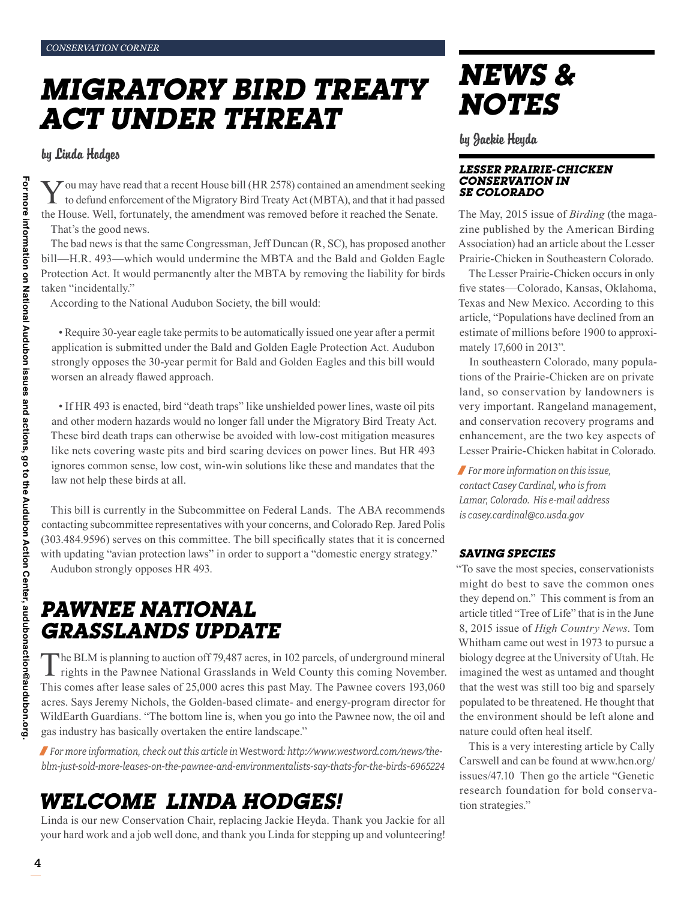CONSERVATION CORNER

# MIGRATORY BIRD TREATY ACT UNDER THREAT

by Linda Hodges

You may have read that a recent House bill (HR 2578) contained an amendment seeking to defund enforcement of the Migratory Bird Treaty Act (MBTA), and that it had passed the House. Well, fortunately, the amendment was removed before it reached the Senate.

That's the good news.

The bad news is that the same Congressman, Jeff Duncan (R, SC), has proposed another bill—H.R. 493—which would undermine the MBTA and the Bald and Golden Eagle Protection Act. It would permanently alter the MBTA by removing the liability for birds taken "incidentally."

According to the National Audubon Society, the bill would:

- Require 30-year eagle take permits to be automatically issued one year after a permit application is submitted under the Bald and Golden Eagle Protection Act. Audubon strongly opposes the 30-year permit for Bald and Golden Eagles and this bill would worsen an already flawed approach.

- If HR 493 is enacted, bird "death traps" like unshielded power lines, waste oil pits and other modern hazards would no longer fall under the Migratory Bird Treaty Act. These bird death traps can otherwise be avoided with low-cost mitigation measures like nets covering waste pits and bird scaring devices on power lines. But HR 493 ignores common sense, low cost, win-win solutions like these and mandates that the law not help these birds at all.

This bill is currently in the Subcommittee on Federal Lands. The ABA recommends contacting subcommittee representatives with your concerns, and Colorado Rep. Jared Polis (303.484.9596) serves on this committee. The bill specifically states that it is concerned with updating "avian protection laws" in order to support a "domestic energy strategy."

Audubon strongly opposes HR 493.

# PAWNEE NATIONAL GRASSLANDS UPDATE

The BLM is planning to auction off 79,487 acres, in 102 parcels, of underground mineral rights in the Pawnee National Grasslands in Weld County this coming November. This comes after lease sales of 25,000 acres this past May. The Pawnee covers 193,060 acres. Says Jeremy Nichols, the Golden-based climate- and energy-program director for WildEarth Guardians. "The bottom line is, when you go into the Pawnee now, the oil and gas industry has basically overtaken the entire landscape."

*For more information, check out this article in Westword: http://www.westword.com/news/the-blm-just-sold-more-leases-on-the-pawnee-and-environmentalists-say-thats-for-the-birds-6965224*

# WELCOME LINDA HODGES!

Linda is our new Conservation Chair, replacing Jackie Heyda. Thank you Jackie for all your hard work and a job well done, and thank you Linda for stepping up and volunteering!

# NEWS & NOTES

by Jackie Heyda

### LESSER PRAIRIE-CHICKEN CONSERVATION IN SE COLORADO

The May, 2015 issue of *Birding* (the magazine published by the American Birding Association) had an article about the Lesser Prairie-Chicken in Southeastern Colorado.

The Lesser Prairie-Chicken occurs in only five states—Colorado, Kansas, Oklahoma, Texas and New Mexico. According to this article, "Populations have declined from an estimate of millions before 1900 to approximately 17,600 in 2013".

In southeastern Colorado, many populations of the Prairie-Chicken are on private land, so conservation by landowners is very important. Rangeland management, and conservation recovery programs and enhancement, are the two key aspects of Lesser Prairie-Chicken habitat in Colorado.

*For more information on this issue, contact Casey Cardinal, who is from Lamar, Colorado. His e-mail address is casey.cardinal@co.usda.gov*

### SAVING SPECIES

"To save the most species, conservationists might do best to save the common ones they depend on." This comment is from an article titled "Tree of Life" that is in the June 8, 2015 issue of *High Country News*. Tom Whitham came out west in 1973 to pursue a biology degree at the University of Utah. He imagined the west as untamed and thought that the west was still too big and sparsely populated to be threatened. He thought that the environment should be left alone and nature could often heal itself.

This is a very interesting article by Cally Carswell and can be found at www.hcn.org/issues/47.10 Then go the article "Genetic research foundation for bold conservation strategies."

For more information on National Audubon issues and actions, go to the Audubon Action Center, audubonaction@audubon.org.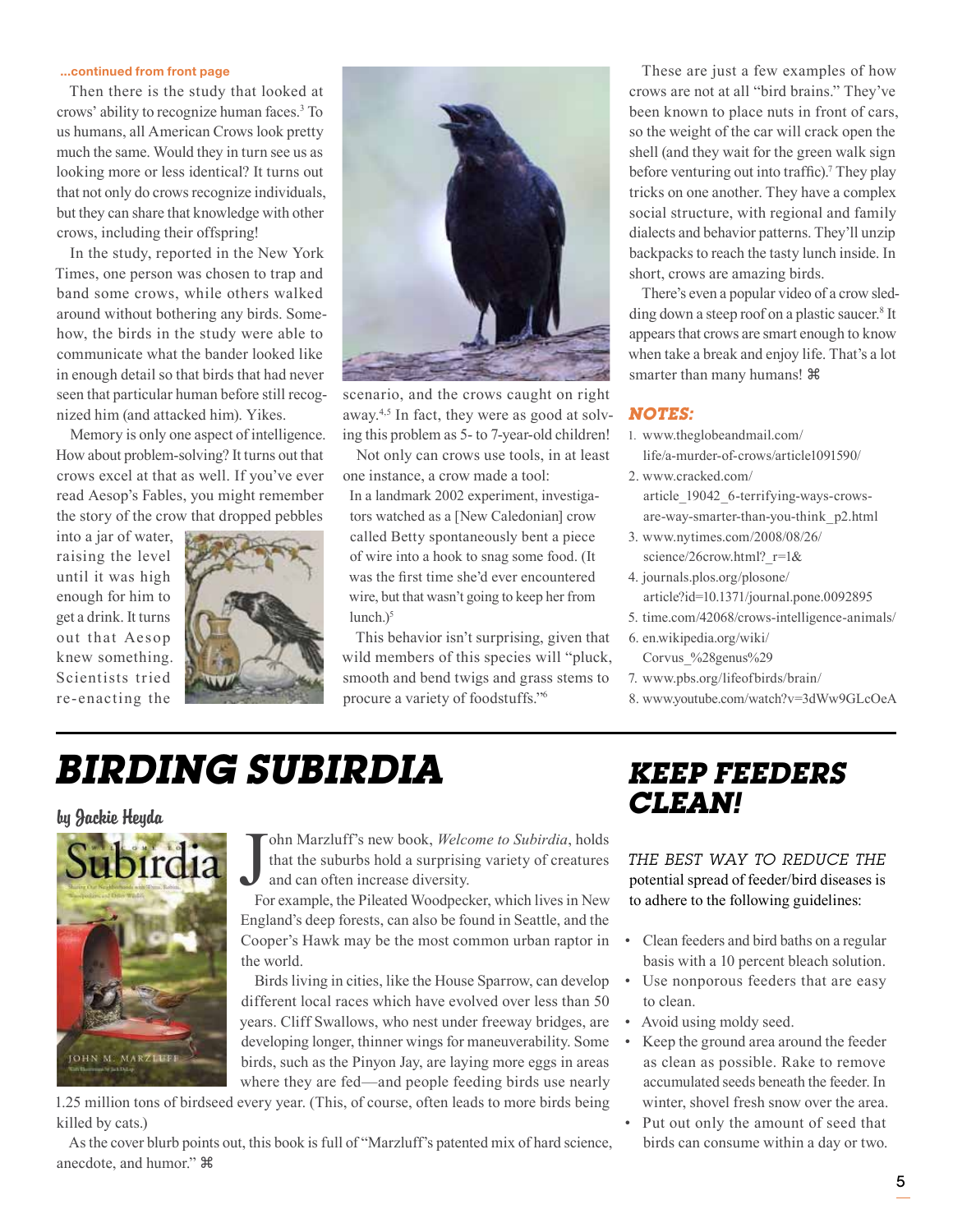...continued from front page

Then there is the study that looked at crows' ability to recognize human faces.[3] To us humans, all American Crows look pretty much the same. Would they in turn see us as looking more or less identical? It turns out that not only do crows recognize individuals, but they can share that knowledge with other crows, including their offspring!

In the study, reported in the New York Times, one person was chosen to trap and band some crows, while others walked around without bothering any birds. Somehow, the birds in the study were able to communicate what the bander looked like in enough detail so that birds that had never seen that particular human before still recognized him (and attacked him). Yikes.

Memory is only one aspect of intelligence. How about problem-solving? It turns out that crows excel at that as well. If you've ever read Aesop's Fables, you might remember the story of the crow that dropped pebbles into a jar of water, raising the level until it was high enough for him to get a drink. It turns out that Aesop knew something. Scientists tried re-enacting the scenario, and the crows caught on right away.[4,5] In fact, they were as good at solving this problem as 5- to 7-year-old children!

Not only can crows use tools, in at least one instance, a crow made a tool:

> In a landmark 2002 experiment, investigators watched as a [New Caledonian] crow called Betty spontaneously bent a piece of wire into a hook to snag some food. (It was the first time she'd ever encountered wire, but that wasn't going to keep her from lunch.)[5]

This behavior isn't surprising, given that wild members of this species will "pluck, smooth and bend twigs and grass stems to procure a variety of foodstuffs."[6]

These are just a few examples of how crows are not at all "bird brains." They've been known to place nuts in front of cars, so the weight of the car will crack open the shell (and they wait for the green walk sign before venturing out into traffic).[7] They play tricks on one another. They have a complex social structure, with regional and family dialects and behavior patterns. They'll unzip backpacks to reach the tasty lunch inside. In short, crows are amazing birds.

There's even a popular video of a crow sledding down a steep roof on a plastic saucer.[8] It appears that crows are smart enough to know when take a break and enjoy life. That's a lot smarter than many humans! ⌘

### NOTES:

1. www.theglobeandmail.com/life/a-murder-of-crows/article1091590/
2. www.cracked.com/article_19042_6-terrifying-ways-crows-are-way-smarter-than-you-think_p2.html
3. www.nytimes.com/2008/08/26/science/26crow.html?_r=1&
4. journals.plos.org/plosone/article?id=10.1371/journal.pone.0092895
5. time.com/42068/crows-intelligence-animals/
6. en.wikipedia.org/wiki/Corvus_%28genus%29
7. www.pbs.org/lifeofbirds/brain/
8. www.youtube.com/watch?v=3dWw9GLcOeA

# BIRDING SUBIRDIA

by Jackie Heyda

John Marzluff's new book, *Welcome to Subirdia*, holds that the suburbs hold a surprising variety of creatures and can often increase diversity.

For example, the Pileated Woodpecker, which lives in New England's deep forests, can also be found in Seattle, and the Cooper's Hawk may be the most common urban raptor in the world.

Birds living in cities, like the House Sparrow, can develop different local races which have evolved over less than 50 years. Cliff Swallows, who nest under freeway bridges, are developing longer, thinner wings for maneuverability. Some birds, such as the Pinyon Jay, are laying more eggs in areas where they are fed—and people feeding birds use nearly 1.25 million tons of birdseed every year. (This, of course, often leads to more birds being killed by cats.)

As the cover blurb points out, this book is full of "Marzluff's patented mix of hard science, anecdote, and humor." ⌘

# KEEP FEEDERS CLEAN!

THE BEST WAY TO REDUCE THE potential spread of feeder/bird diseases is to adhere to the following guidelines:

- Clean feeders and bird baths on a regular basis with a 10 percent bleach solution.
- Use nonporous feeders that are easy to clean.
- Avoid using moldy seed.
- Keep the ground area around the feeder as clean as possible. Rake to remove accumulated seeds beneath the feeder. In winter, shovel fresh snow over the area.
- Put out only the amount of seed that birds can consume within a day or two.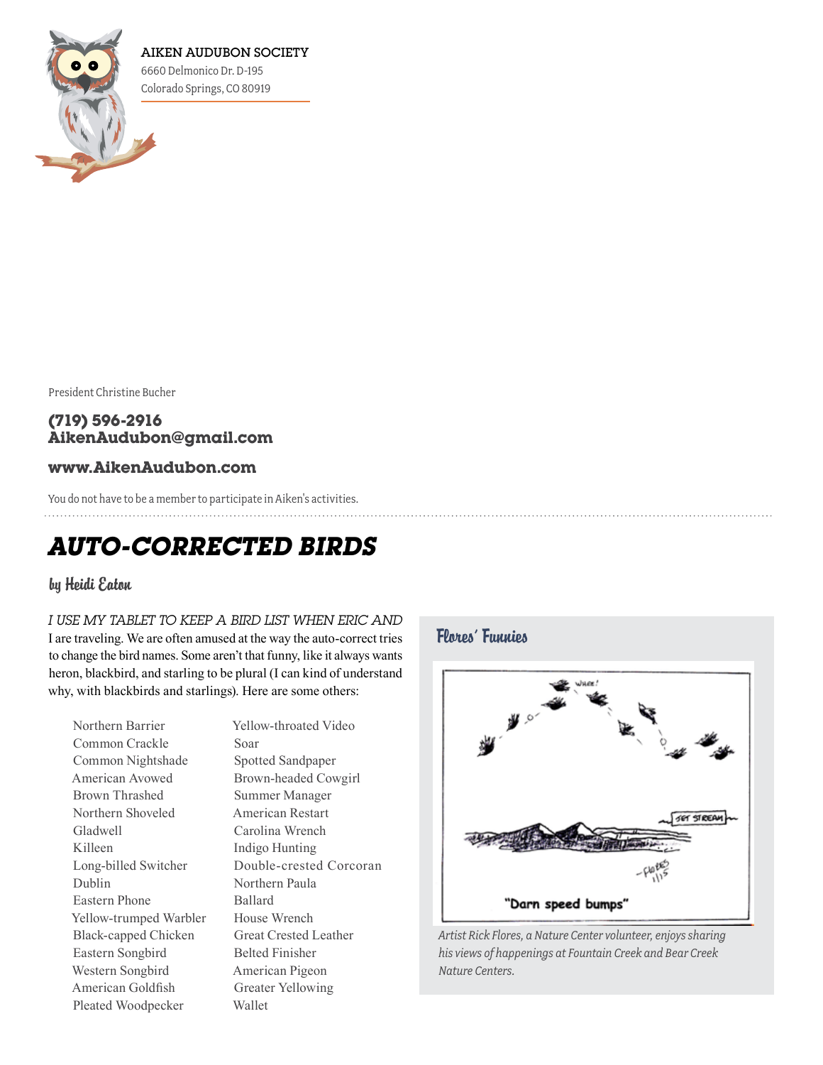AIKEN AUDUBON SOCIETY
6660 Delmonico Dr. D-195
Colorado Springs, CO 80919

President Christine Bucher

**(719) 596-2916**
**AikenAudubon@gmail.com**

**www.AikenAudubon.com**

You do not have to be a member to participate in Aiken's activities.

# *AUTO-CORRECTED BIRDS*

### by Heidi Eaton

*I USE MY TABLET TO KEEP A BIRD LIST WHEN ERIC AND* I are traveling. We are often amused at the way the auto-correct tries to change the bird names. Some aren't that funny, like it always wants heron, blackbird, and starling to be plural (I can kind of understand why, with blackbirds and starlings). Here are some others:

Northern Barrier
Common Crackle
Common Nightshade
American Avowed
Brown Thrashed
Northern Shoveled
Gladwell
Killeen
Long-billed Switcher
Dublin
Eastern Phone
Yellow-trumped Warbler
Black-capped Chicken
Eastern Songbird
Western Songbird
American Goldfish
Pleated Woodpecker
Yellow-throated Video
Soar
Spotted Sandpaper
Brown-headed Cowgirl
Summer Manager
American Restart
Carolina Wrench
Indigo Hunting
Double-crested Corcoran
Northern Paula
Ballard
House Wrench
Great Crested Leather
Belted Finisher
American Pigeon
Greater Yellowing
Wallet

## Flores' Funnies

WHEE!
JET STREAM
FLORES 1/15
"Darn speed bumps"

*Artist Rick Flores, a Nature Center volunteer, enjoys sharing his views of happenings at Fountain Creek and Bear Creek Nature Centers.*